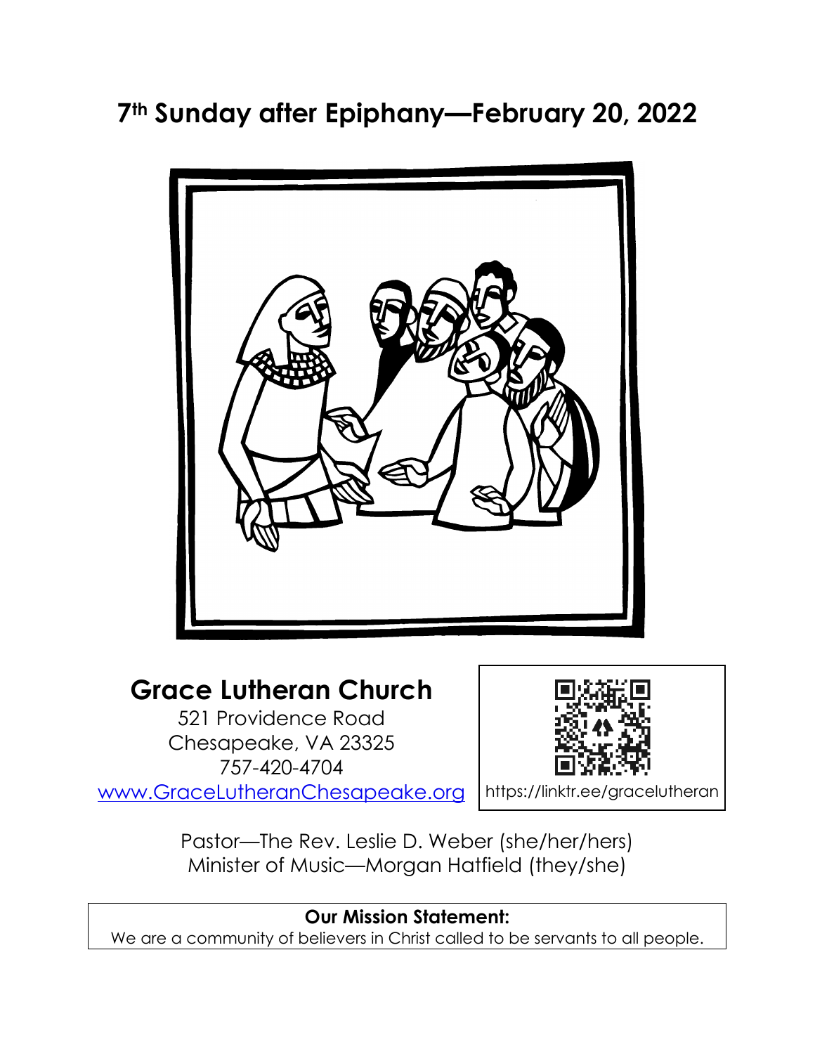# 7th Sunday after Epiphany—February 20, 2022

## Grace Lutheran Church

521 Providence Road
Chesapeake, VA 23325
757-420-4704
[www.GraceLutheranChesapeake.org](http://www.GraceLutheranChesapeake.org)

https://linktr.ee/gracelutheran

Pastor—The Rev. Leslie D. Weber (she/her/hers)
Minister of Music—Morgan Hatfield (they/she)

**Our Mission Statement:**
We are a community of believers in Christ called to be servants to all people.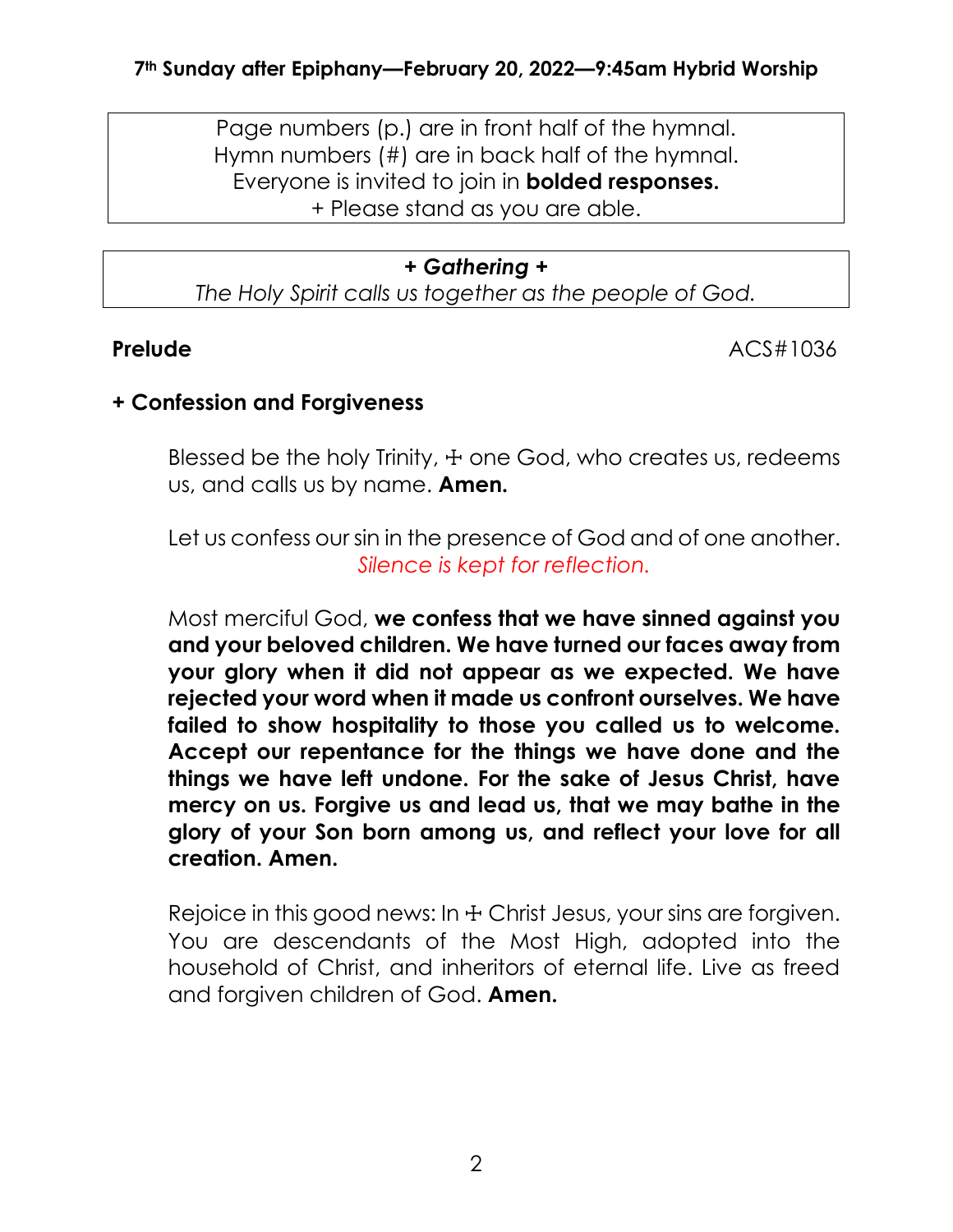**7th Sunday after Epiphany—February 20, 2022—9:45am Hybrid Worship**

Page numbers (p.) are in front half of the hymnal.
Hymn numbers (#) are in back half of the hymnal.
Everyone is invited to join in **bolded responses.**
+ Please stand as you are able.

***+ Gathering +***

*The Holy Spirit calls us together as the people of God.*

**Prelude** ACS#1036

**+ Confession and Forgiveness**

Blessed be the holy Trinity, ☩ one God, who creates us, redeems us, and calls us by name. **Amen.**

Let us confess our sin in the presence of God and of one another.

*Silence is kept for reflection.*

Most merciful God, **we confess that we have sinned against you and your beloved children. We have turned our faces away from your glory when it did not appear as we expected. We have rejected your word when it made us confront ourselves. We have failed to show hospitality to those you called us to welcome. Accept our repentance for the things we have done and the things we have left undone. For the sake of Jesus Christ, have mercy on us. Forgive us and lead us, that we may bathe in the glory of your Son born among us, and reflect your love for all creation. Amen.**

Rejoice in this good news: In ☩ Christ Jesus, your sins are forgiven. You are descendants of the Most High, adopted into the household of Christ, and inheritors of eternal life. Live as freed and forgiven children of God. **Amen.**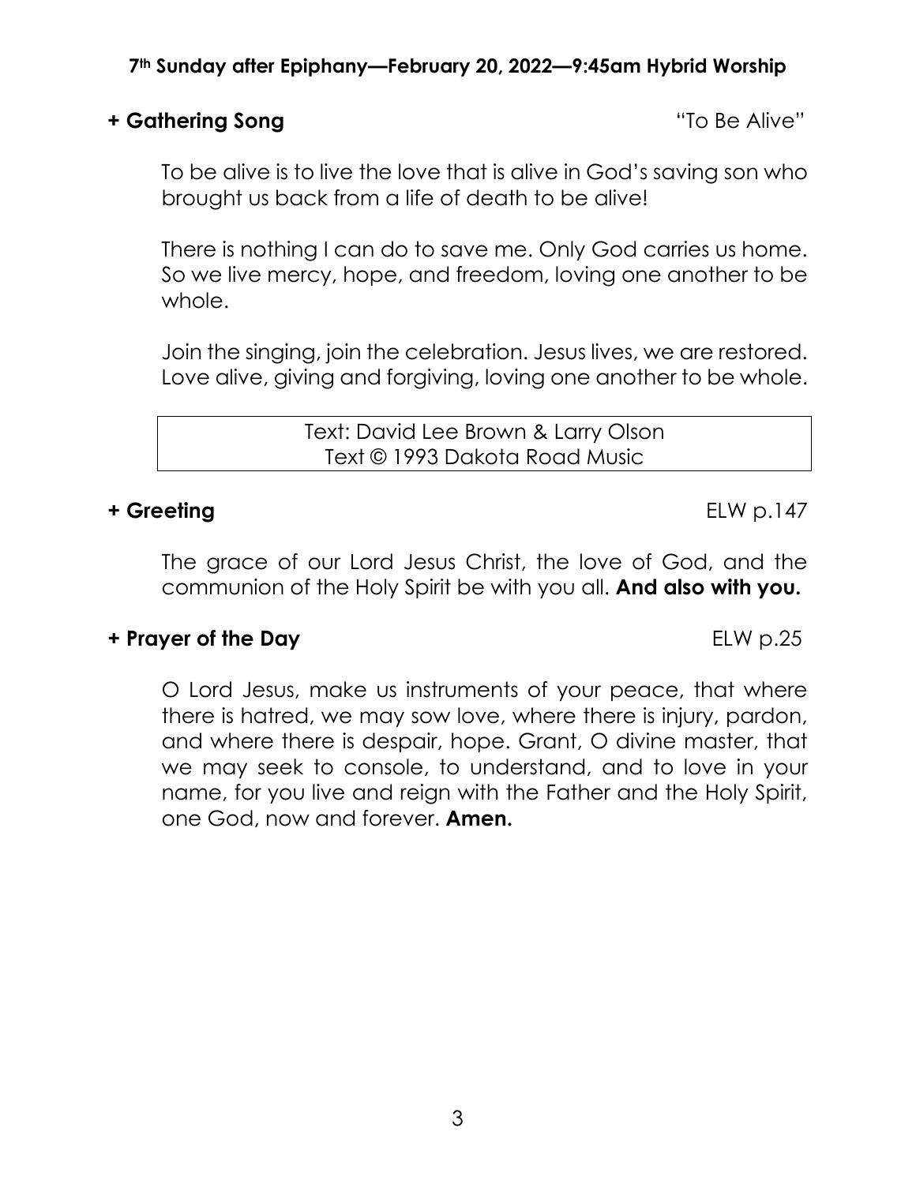**7th Sunday after Epiphany—February 20, 2022—9:45am Hybrid Worship**

**+ Gathering Song** "To Be Alive"

To be alive is to live the love that is alive in God's saving son who brought us back from a life of death to be alive!

There is nothing I can do to save me. Only God carries us home. So we live mercy, hope, and freedom, loving one another to be whole.

Join the singing, join the celebration. Jesus lives, we are restored. Love alive, giving and forgiving, loving one another to be whole.

| Text: David Lee Brown & Larry Olson<br>Text © 1993 Dakota Road Music |
|---|

**+ Greeting** ELW p.147

The grace of our Lord Jesus Christ, the love of God, and the communion of the Holy Spirit be with you all. **And also with you.**

**+ Prayer of the Day** ELW p.25

O Lord Jesus, make us instruments of your peace, that where there is hatred, we may sow love, where there is injury, pardon, and where there is despair, hope. Grant, O divine master, that we may seek to console, to understand, and to love in your name, for you live and reign with the Father and the Holy Spirit, one God, now and forever. **Amen.**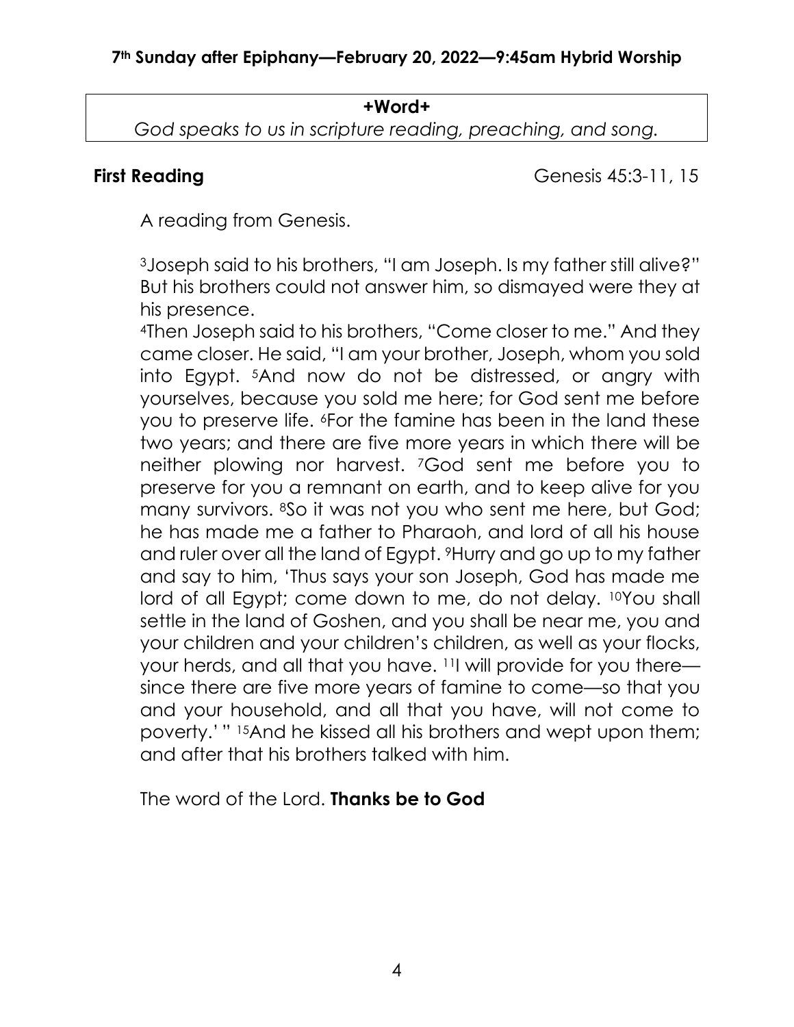**+Word+**

*God speaks to us in scripture reading, preaching, and song.*

**First Reading** Genesis 45:3-11, 15

A reading from Genesis.

[3]Joseph said to his brothers, "I am Joseph. Is my father still alive?" But his brothers could not answer him, so dismayed were they at his presence.

[4]Then Joseph said to his brothers, "Come closer to me." And they came closer. He said, "I am your brother, Joseph, whom you sold into Egypt. [5]And now do not be distressed, or angry with yourselves, because you sold me here; for God sent me before you to preserve life. [6]For the famine has been in the land these two years; and there are five more years in which there will be neither plowing nor harvest. [7]God sent me before you to preserve for you a remnant on earth, and to keep alive for you many survivors. [8]So it was not you who sent me here, but God; he has made me a father to Pharaoh, and lord of all his house and ruler over all the land of Egypt. [9]Hurry and go up to my father and say to him, 'Thus says your son Joseph, God has made me lord of all Egypt; come down to me, do not delay. [10]You shall settle in the land of Goshen, and you shall be near me, you and your children and your children's children, as well as your flocks, your herds, and all that you have. [11]I will provide for you there—since there are five more years of famine to come—so that you and your household, and all that you have, will not come to poverty.' " [15]And he kissed all his brothers and wept upon them; and after that his brothers talked with him.

The word of the Lord. **Thanks be to God**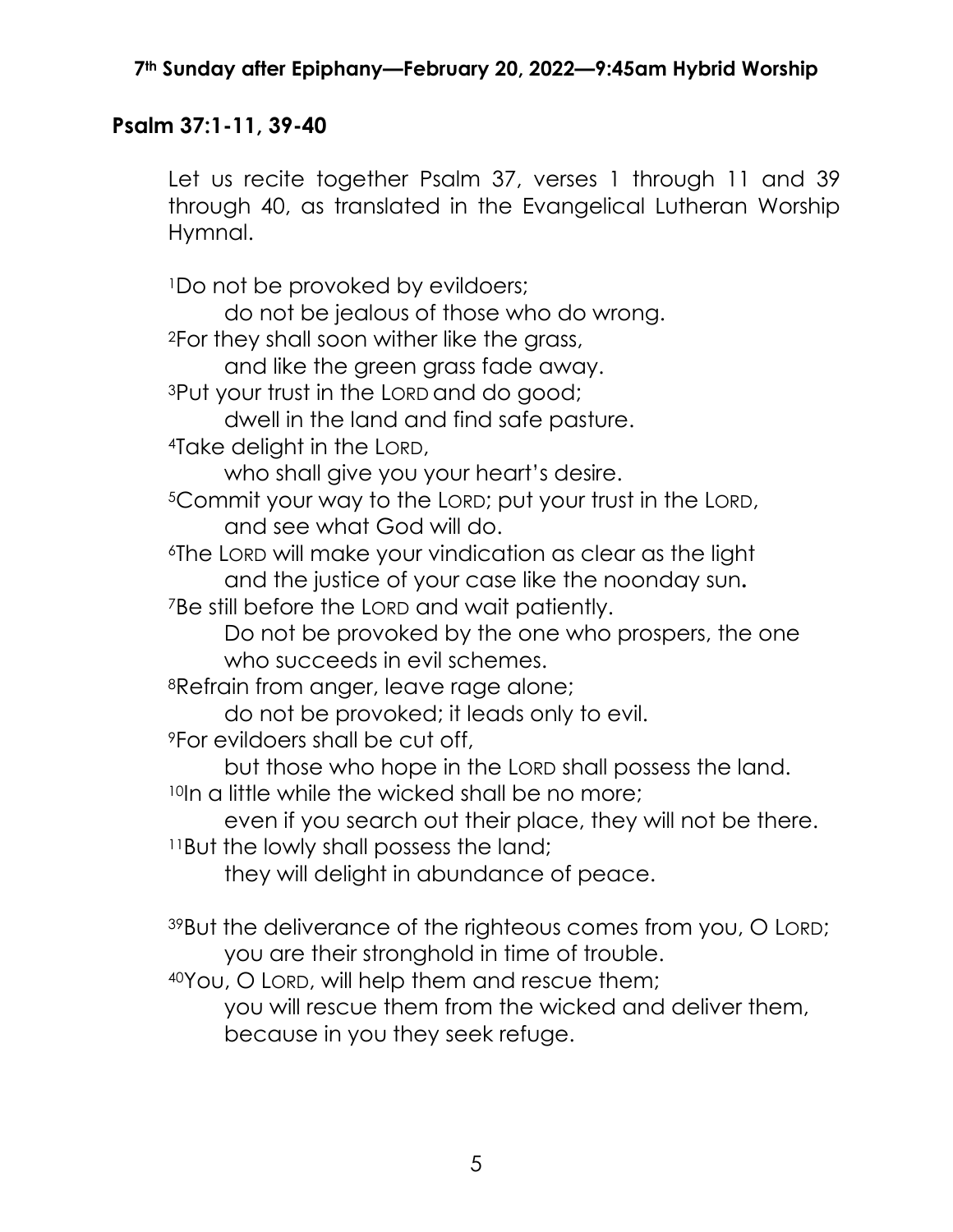## Psalm 37:1-11, 39-40

Let us recite together Psalm 37, verses 1 through 11 and 39 through 40, as translated in the Evangelical Lutheran Worship Hymnal.

[1]Do not be provoked by evildoers;
do not be jealous of those who do wrong.
[2]For they shall soon wither like the grass,
and like the green grass fade away.
[3]Put your trust in the LORD and do good;
dwell in the land and find safe pasture.
[4]Take delight in the LORD,
who shall give you your heart's desire.
[5]Commit your way to the LORD; put your trust in the LORD,
and see what God will do.
[6]The LORD will make your vindication as clear as the light
and the justice of your case like the noonday sun**.**
[7]Be still before the LORD and wait patiently.
Do not be provoked by the one who prospers, the one who succeeds in evil schemes.
[8]Refrain from anger, leave rage alone;
do not be provoked; it leads only to evil.
[9]For evildoers shall be cut off,
but those who hope in the LORD shall possess the land.
[10]In a little while the wicked shall be no more;
even if you search out their place, they will not be there.
[11]But the lowly shall possess the land;
they will delight in abundance of peace.

[39]But the deliverance of the righteous comes from you, O LORD;
you are their stronghold in time of trouble.
[40]You, O LORD, will help them and rescue them;
you will rescue them from the wicked and deliver them, because in you they seek refuge.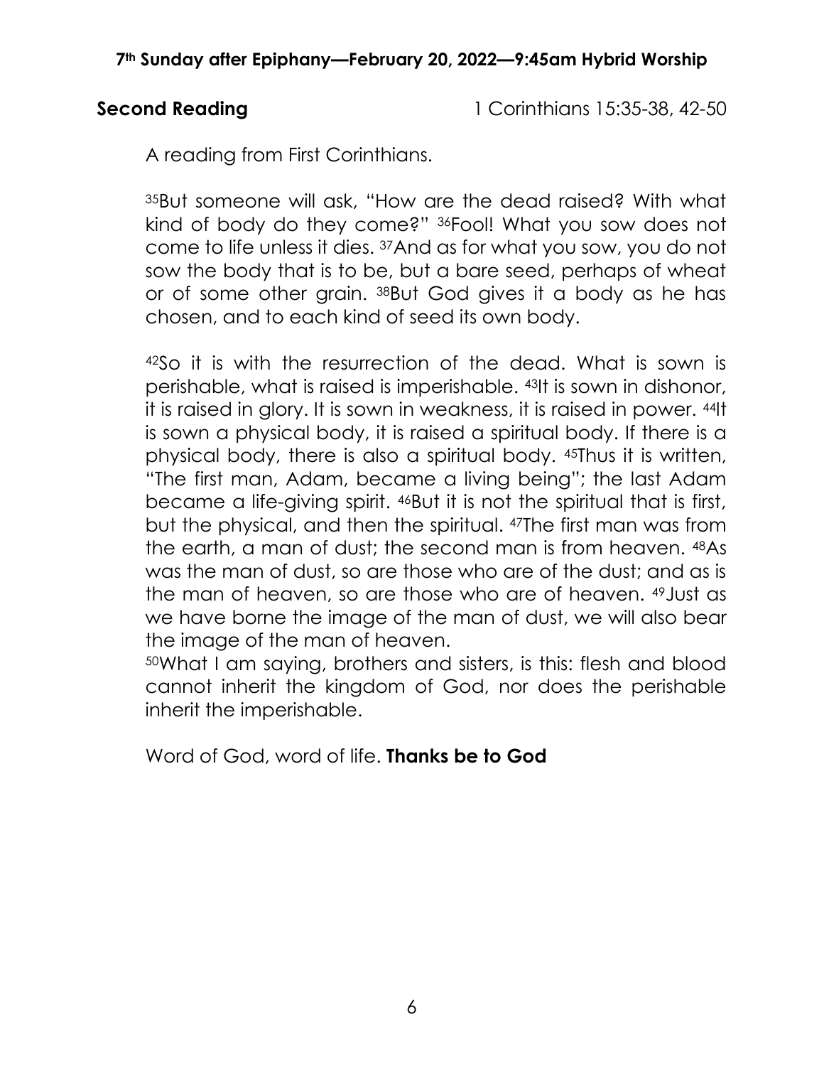**Second Reading** 1 Corinthians 15:35-38, 42-50

A reading from First Corinthians.

[35]But someone will ask, "How are the dead raised? With what kind of body do they come?" [36]Fool! What you sow does not come to life unless it dies. [37]And as for what you sow, you do not sow the body that is to be, but a bare seed, perhaps of wheat or of some other grain. [38]But God gives it a body as he has chosen, and to each kind of seed its own body.

[42]So it is with the resurrection of the dead. What is sown is perishable, what is raised is imperishable. [43]It is sown in dishonor, it is raised in glory. It is sown in weakness, it is raised in power. [44]It is sown a physical body, it is raised a spiritual body. If there is a physical body, there is also a spiritual body. [45]Thus it is written, "The first man, Adam, became a living being"; the last Adam became a life-giving spirit. [46]But it is not the spiritual that is first, but the physical, and then the spiritual. [47]The first man was from the earth, a man of dust; the second man is from heaven. [48]As was the man of dust, so are those who are of the dust; and as is the man of heaven, so are those who are of heaven. [49]Just as we have borne the image of the man of dust, we will also bear the image of the man of heaven.
[50]What I am saying, brothers and sisters, is this: flesh and blood cannot inherit the kingdom of God, nor does the perishable inherit the imperishable.

Word of God, word of life. **Thanks be to God**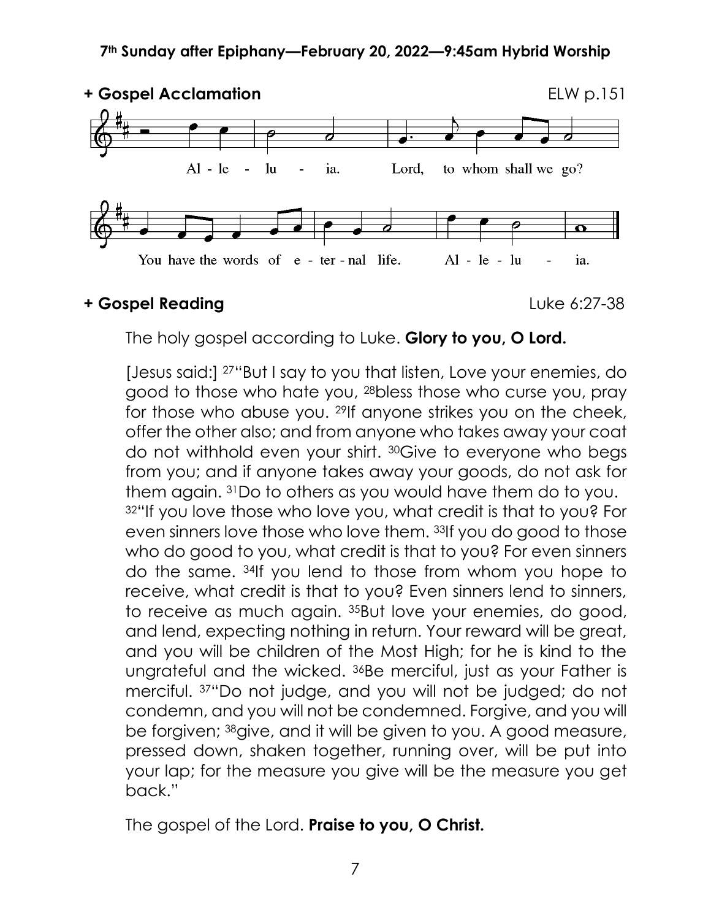**+ Gospel Acclamation** ELW p.151

Al - le - lu - ia. Lord, to whom shall we go?

You have the words of e - ter - nal life. Al - le - lu - ia.

**+ Gospel Reading** Luke 6:27-38

The holy gospel according to Luke. **Glory to you, O Lord.**

[Jesus said:] 27"But I say to you that listen, Love your enemies, do good to those who hate you, 28bless those who curse you, pray for those who abuse you. 29If anyone strikes you on the cheek, offer the other also; and from anyone who takes away your coat do not withhold even your shirt. 30Give to everyone who begs from you; and if anyone takes away your goods, do not ask for them again. 31Do to others as you would have them do to you. 32"If you love those who love you, what credit is that to you? For even sinners love those who love them. 33If you do good to those who do good to you, what credit is that to you? For even sinners do the same. 34If you lend to those from whom you hope to receive, what credit is that to you? Even sinners lend to sinners, to receive as much again. 35But love your enemies, do good, and lend, expecting nothing in return. Your reward will be great, and you will be children of the Most High; for he is kind to the ungrateful and the wicked. 36Be merciful, just as your Father is merciful. 37"Do not judge, and you will not be judged; do not condemn, and you will not be condemned. Forgive, and you will be forgiven; 38give, and it will be given to you. A good measure, pressed down, shaken together, running over, will be put into your lap; for the measure you give will be the measure you get back."

The gospel of the Lord. **Praise to you, O Christ.**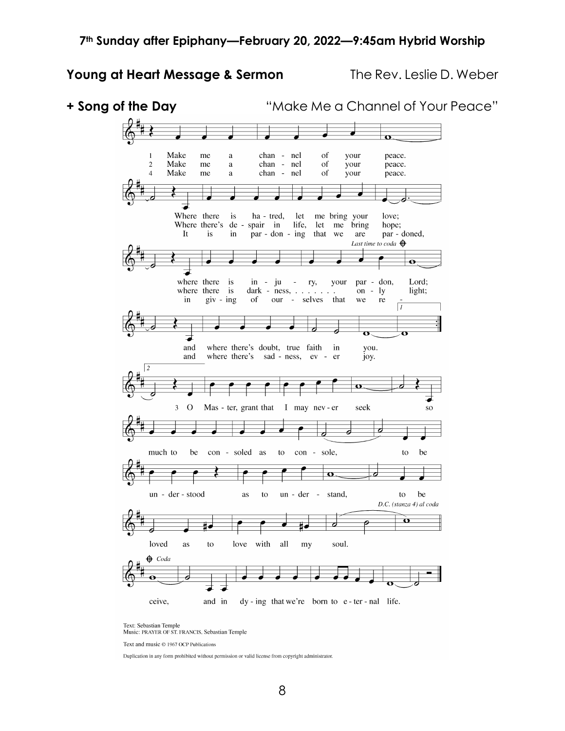**Young at Heart Message & Sermon** The Rev. Leslie D. Weber

**+ Song of the Day** "Make Me a Channel of Your Peace"

1 Make me a channel of your peace. Where there is hatred, let me bring your love; where there is injury, your pardon, Lord; and where there's doubt, true faith in you.

2 Make me a channel of your peace. Where there's despair in life, let me bring hope; where there is darkness, . . . . . . . only light; and where there's sadness, ever joy.

3 O Master, grant that I may never seek so much to be consoled as to console, to be understood as to understand, to be loved as to love with all my soul.

4 Make me a channel of your peace. It is in pardoning that we are pardoned, in giving of ourselves that we receive, and in dying that we're born to eternal life.

Text: Sebastian Temple
Music: PRAYER OF ST. FRANCIS, Sebastian Temple

Text and music © 1967 OCP Publications

Duplication in any form prohibited without permission or valid license from copyright administrator.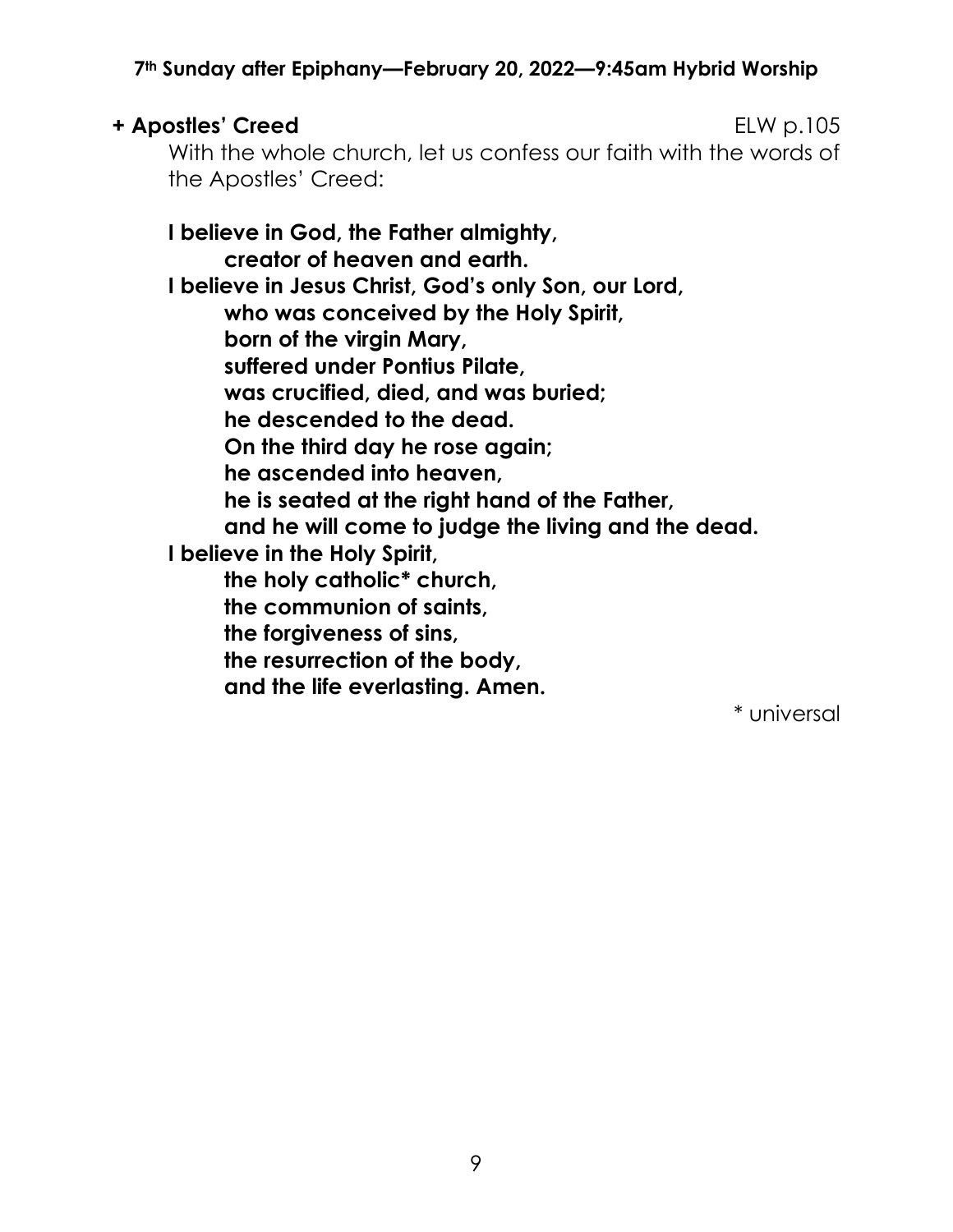**+ Apostles' Creed** ELW p.105

With the whole church, let us confess our faith with the words of the Apostles' Creed:

**I believe in God, the Father almighty,**
**creator of heaven and earth.**
**I believe in Jesus Christ, God's only Son, our Lord,**
**who was conceived by the Holy Spirit,**
**born of the virgin Mary,**
**suffered under Pontius Pilate,**
**was crucified, died, and was buried;**
**he descended to the dead.**
**On the third day he rose again;**
**he ascended into heaven,**
**he is seated at the right hand of the Father,**
**and he will come to judge the living and the dead.**
**I believe in the Holy Spirit,**
**the holy catholic* church,**
**the communion of saints,**
**the forgiveness of sins,**
**the resurrection of the body,**
**and the life everlasting. Amen.**

\* universal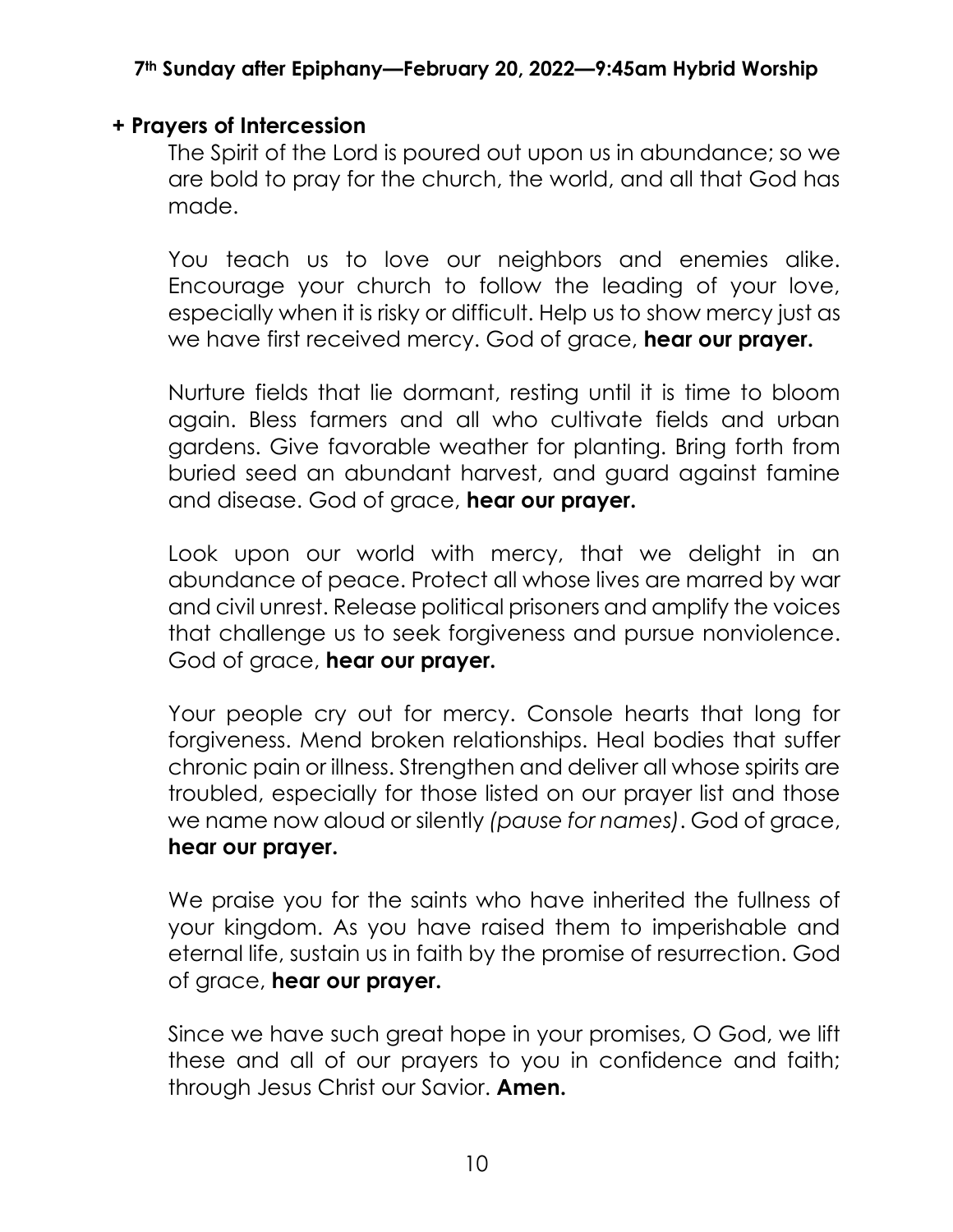## + Prayers of Intercession

The Spirit of the Lord is poured out upon us in abundance; so we are bold to pray for the church, the world, and all that God has made.

You teach us to love our neighbors and enemies alike. Encourage your church to follow the leading of your love, especially when it is risky or difficult. Help us to show mercy just as we have first received mercy. God of grace, **hear our prayer.**

Nurture fields that lie dormant, resting until it is time to bloom again. Bless farmers and all who cultivate fields and urban gardens. Give favorable weather for planting. Bring forth from buried seed an abundant harvest, and guard against famine and disease. God of grace, **hear our prayer.**

Look upon our world with mercy, that we delight in an abundance of peace. Protect all whose lives are marred by war and civil unrest. Release political prisoners and amplify the voices that challenge us to seek forgiveness and pursue nonviolence. God of grace, **hear our prayer.**

Your people cry out for mercy. Console hearts that long for forgiveness. Mend broken relationships. Heal bodies that suffer chronic pain or illness. Strengthen and deliver all whose spirits are troubled, especially for those listed on our prayer list and those we name now aloud or silently *(pause for names)*. God of grace, **hear our prayer.**

We praise you for the saints who have inherited the fullness of your kingdom. As you have raised them to imperishable and eternal life, sustain us in faith by the promise of resurrection. God of grace, **hear our prayer.**

Since we have such great hope in your promises, O God, we lift these and all of our prayers to you in confidence and faith; through Jesus Christ our Savior. **Amen.**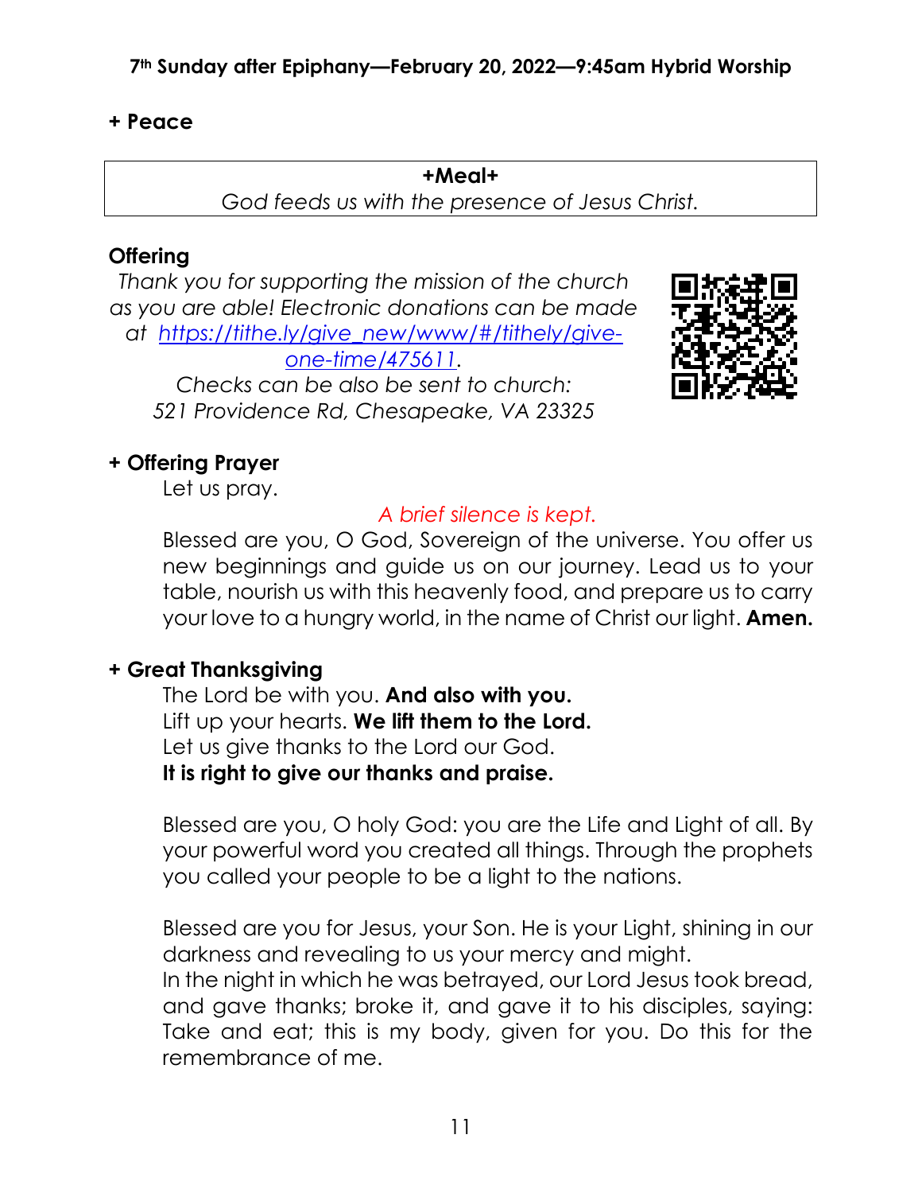**+ Peace**

**+Meal+**

*God feeds us with the presence of Jesus Christ.*

**Offering**

*Thank you for supporting the mission of the church as you are able! Electronic donations can be made at [https://tithe.ly/give_new/www/#/tithely/give-one-time/475611](https://tithe.ly/give_new/www/#/tithely/give-one-time/475611).*

*Checks can be also be sent to church: 521 Providence Rd, Chesapeake, VA 23325*

**+ Offering Prayer**

Let us pray.

*A brief silence is kept.*

Blessed are you, O God, Sovereign of the universe. You offer us new beginnings and guide us on our journey. Lead us to your table, nourish us with this heavenly food, and prepare us to carry your love to a hungry world, in the name of Christ our light. **Amen.**

**+ Great Thanksgiving**

The Lord be with you. **And also with you.**
Lift up your hearts. **We lift them to the Lord.**
Let us give thanks to the Lord our God.
**It is right to give our thanks and praise.**

Blessed are you, O holy God: you are the Life and Light of all. By your powerful word you created all things. Through the prophets you called your people to be a light to the nations.

Blessed are you for Jesus, your Son. He is your Light, shining in our darkness and revealing to us your mercy and might.
In the night in which he was betrayed, our Lord Jesus took bread, and gave thanks; broke it, and gave it to his disciples, saying: Take and eat; this is my body, given for you. Do this for the remembrance of me.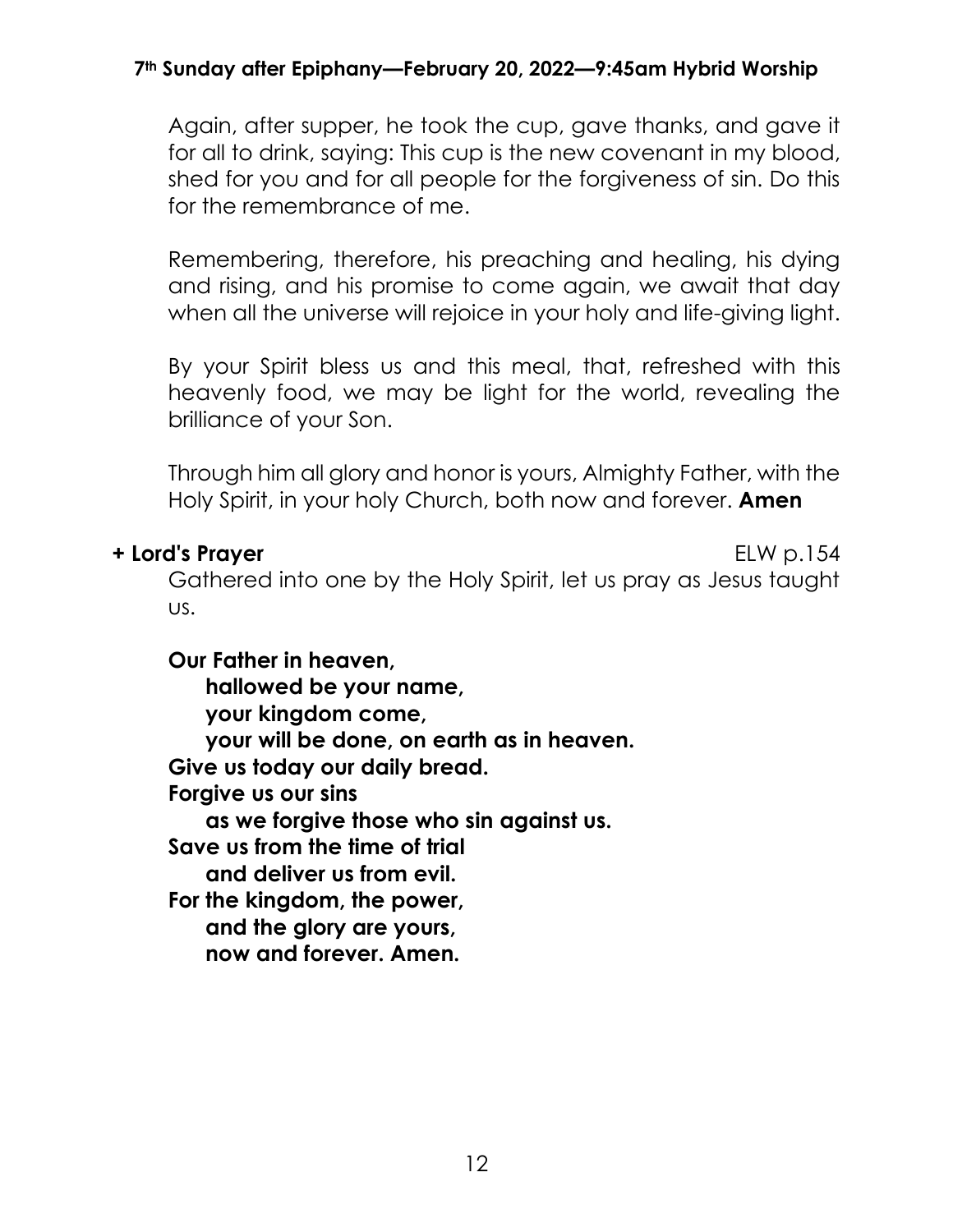Again, after supper, he took the cup, gave thanks, and gave it for all to drink, saying: This cup is the new covenant in my blood, shed for you and for all people for the forgiveness of sin. Do this for the remembrance of me.

Remembering, therefore, his preaching and healing, his dying and rising, and his promise to come again, we await that day when all the universe will rejoice in your holy and life-giving light.

By your Spirit bless us and this meal, that, refreshed with this heavenly food, we may be light for the world, revealing the brilliance of your Son.

Through him all glory and honor is yours, Almighty Father, with the Holy Spirit, in your holy Church, both now and forever. **Amen**

**+ Lord's Prayer** ELW p.154

Gathered into one by the Holy Spirit, let us pray as Jesus taught us.

**Our Father in heaven,**
**hallowed be your name,**
**your kingdom come,**
**your will be done, on earth as in heaven.**
**Give us today our daily bread.**
**Forgive us our sins**
**as we forgive those who sin against us.**
**Save us from the time of trial**
**and deliver us from evil.**
**For the kingdom, the power,**
**and the glory are yours,**
**now and forever. Amen.**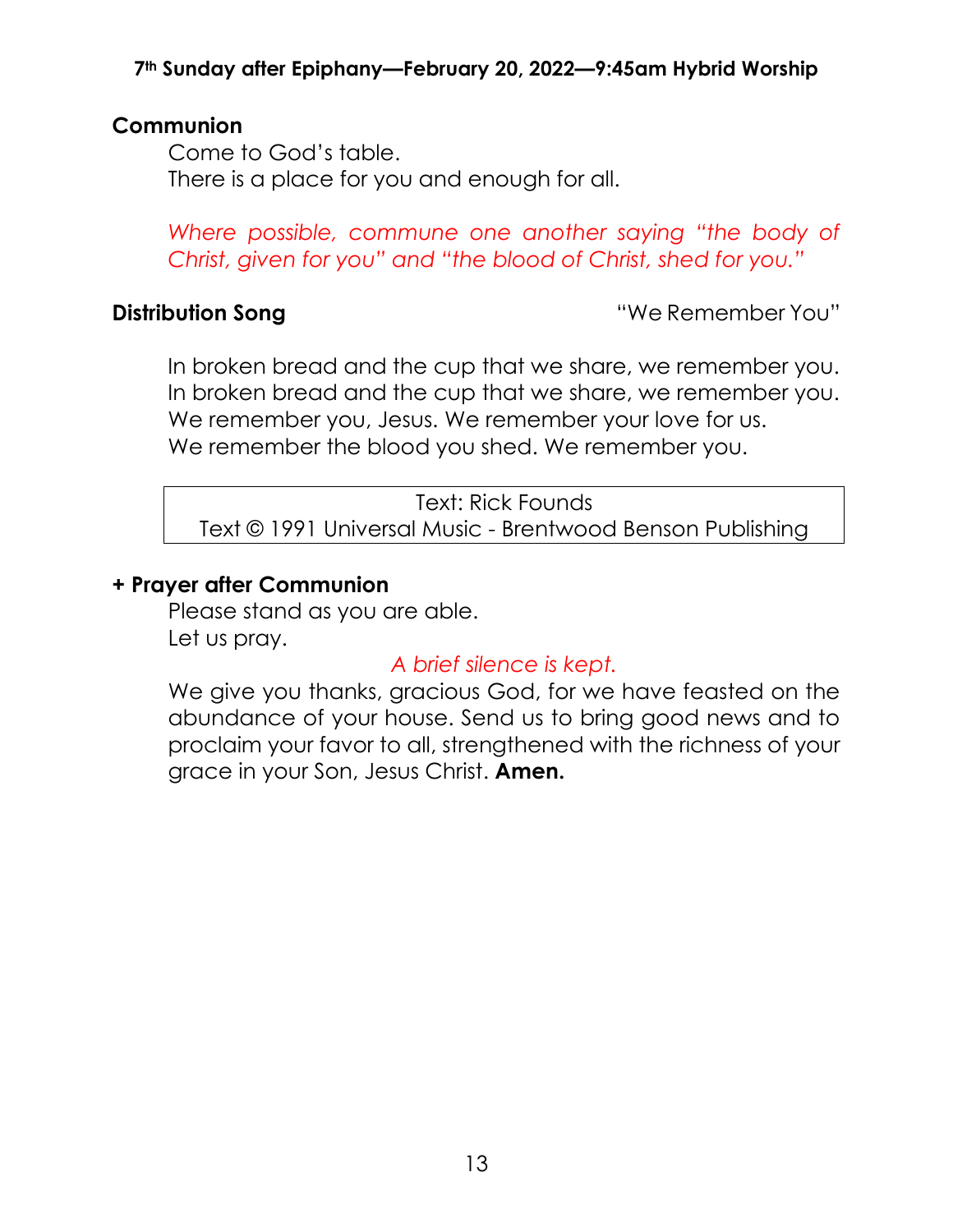## Communion

Come to God's table.
There is a place for you and enough for all.

*Where possible, commune one another saying "the body of Christ, given for you" and "the blood of Christ, shed for you."*

**Distribution Song** "We Remember You"

In broken bread and the cup that we share, we remember you.
In broken bread and the cup that we share, we remember you.
We remember you, Jesus. We remember your love for us.
We remember the blood you shed. We remember you.

Text: Rick Founds
Text © 1991 Universal Music - Brentwood Benson Publishing

## + Prayer after Communion

Please stand as you are able.
Let us pray.

*A brief silence is kept.*

We give you thanks, gracious God, for we have feasted on the abundance of your house. Send us to bring good news and to proclaim your favor to all, strengthened with the richness of your grace in your Son, Jesus Christ. **Amen.**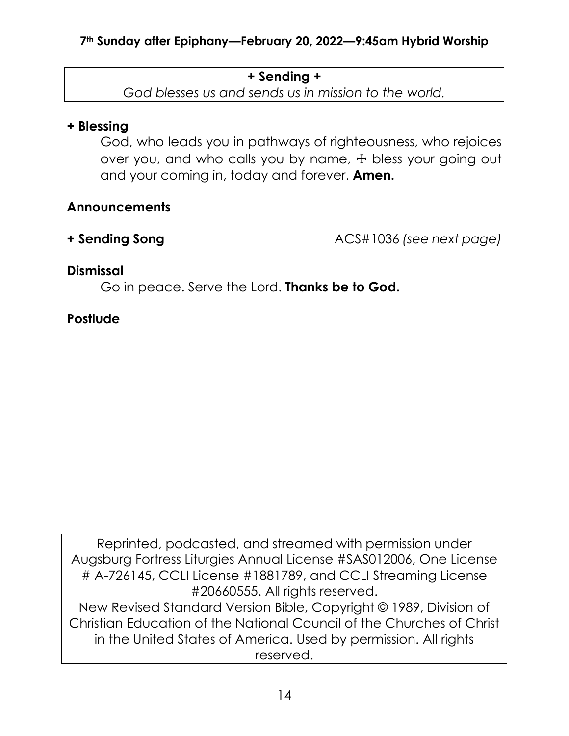## + Sending +

*God blesses us and sends us in mission to the world.*

**+ Blessing**

God, who leads you in pathways of righteousness, who rejoices over you, and who calls you by name, ☩ bless your going out and your coming in, today and forever. **Amen.**

**Announcements**

**+ Sending Song** ACS#1036 *(see next page)*

**Dismissal**

Go in peace. Serve the Lord. **Thanks be to God.**

**Postlude**

Reprinted, podcasted, and streamed with permission under Augsburg Fortress Liturgies Annual License #SAS012006, One License # A-726145, CCLI License #1881789, and CCLI Streaming License #20660555. All rights reserved.
New Revised Standard Version Bible, Copyright © 1989, Division of Christian Education of the National Council of the Churches of Christ in the United States of America. Used by permission. All rights reserved.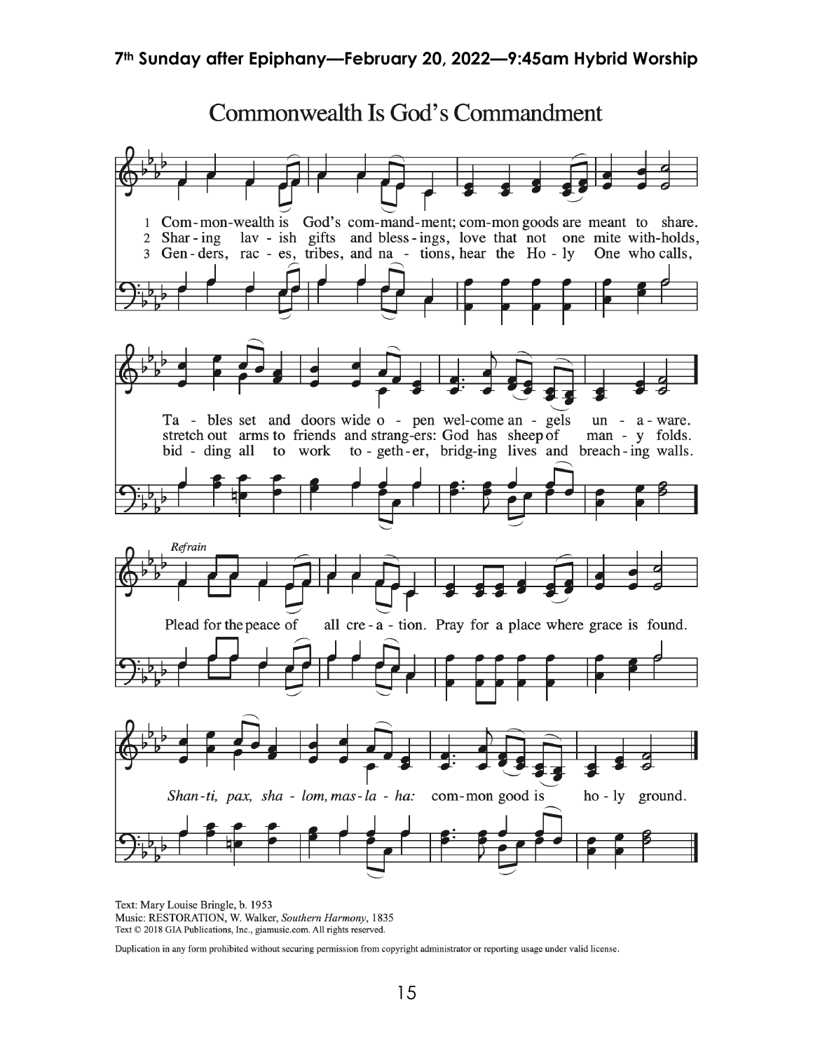**7th Sunday after Epiphany—February 20, 2022—9:45am Hybrid Worship**

# Commonwealth Is God's Commandment

1 Com-mon-wealth is God's com-mand-ment; com-mon goods are meant to share. Ta - bles set and doors wide o - pen wel-come an - gels un - a - ware.

2 Shar - ing lav - ish gifts and bless - ings, love that not one mite with-holds, stretch out arms to friends and strang-ers: God has sheep of man - y folds.

3 Gen - ders, rac - es, tribes, and na - tions, hear the Ho - ly One who calls, bid - ding all to work to - geth - er, bridg-ing lives and breach - ing walls.

*Refrain*

Plead for the peace of all cre - a - tion. Pray for a place where grace is found.

*Shan-ti, pax, sha - lom, mas - la - ha:* com-mon good is ho - ly ground.

Text: Mary Louise Bringle, b. 1953
Music: RESTORATION, W. Walker, *Southern Harmony*, 1835
Text © 2018 GIA Publications, Inc., giamusic.com. All rights reserved.

Duplication in any form prohibited without securing permission from copyright administrator or reporting usage under valid license.